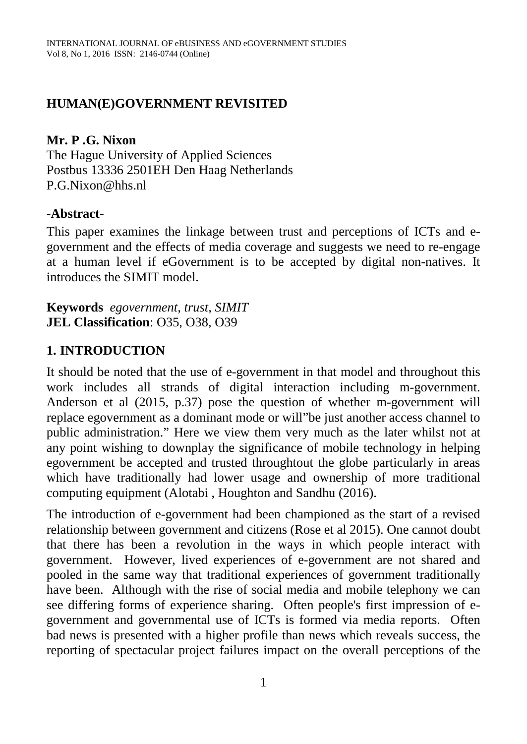# HUMAN(E)GOVERNMENT REVISITED

**Mr. P .G. Nixon**
The Hague University of Applied Sciences
Postbus 13336 2501EH Den Haag Netherlands
P.G.Nixon@hhs.nl

**-Abstract-**

This paper examines the linkage between trust and perceptions of ICTs and e-government and the effects of media coverage and suggests we need to re-engage at a human level if eGovernment is to be accepted by digital non-natives. It introduces the SIMIT model.

**Keywords** *egovernment, trust, SIMIT*
**JEL Classification**: O35, O38, O39

## 1. INTRODUCTION

It should be noted that the use of e-government in that model and throughout this work includes all strands of digital interaction including m-government. Anderson et al (2015, p.37) pose the question of whether m-government will replace egovernment as a dominant mode or will"be just another access channel to public administration." Here we view them very much as the later whilst not at any point wishing to downplay the significance of mobile technology in helping egovernment be accepted and trusted throughtout the globe particularly in areas which have traditionally had lower usage and ownership of more traditional computing equipment (Alotabi , Houghton and Sandhu (2016).

The introduction of e-government had been championed as the start of a revised relationship between government and citizens (Rose et al 2015). One cannot doubt that there has been a revolution in the ways in which people interact with government. However, lived experiences of e-government are not shared and pooled in the same way that traditional experiences of government traditionally have been. Although with the rise of social media and mobile telephony we can see differing forms of experience sharing. Often people's first impression of e-government and governmental use of ICTs is formed via media reports. Often bad news is presented with a higher profile than news which reveals success, the reporting of spectacular project failures impact on the overall perceptions of the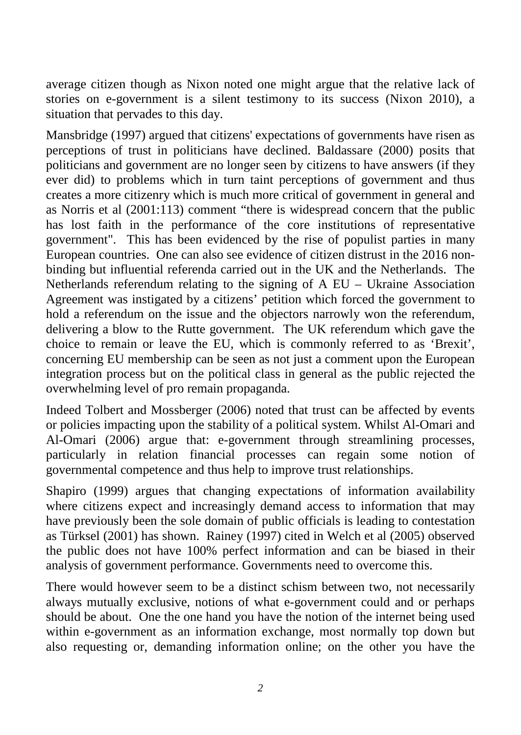average citizen though as Nixon noted one might argue that the relative lack of stories on e-government is a silent testimony to its success (Nixon 2010), a situation that pervades to this day.

Mansbridge (1997) argued that citizens' expectations of governments have risen as perceptions of trust in politicians have declined. Baldassare (2000) posits that politicians and government are no longer seen by citizens to have answers (if they ever did) to problems which in turn taint perceptions of government and thus creates a more citizenry which is much more critical of government in general and as Norris et al (2001:113) comment "there is widespread concern that the public has lost faith in the performance of the core institutions of representative government". This has been evidenced by the rise of populist parties in many European countries. One can also see evidence of citizen distrust in the 2016 non-binding but influential referenda carried out in the UK and the Netherlands. The Netherlands referendum relating to the signing of A EU – Ukraine Association Agreement was instigated by a citizens' petition which forced the government to hold a referendum on the issue and the objectors narrowly won the referendum, delivering a blow to the Rutte government. The UK referendum which gave the choice to remain or leave the EU, which is commonly referred to as 'Brexit', concerning EU membership can be seen as not just a comment upon the European integration process but on the political class in general as the public rejected the overwhelming level of pro remain propaganda.

Indeed Tolbert and Mossberger (2006) noted that trust can be affected by events or policies impacting upon the stability of a political system. Whilst Al-Omari and Al-Omari (2006) argue that: e-government through streamlining processes, particularly in relation financial processes can regain some notion of governmental competence and thus help to improve trust relationships.

Shapiro (1999) argues that changing expectations of information availability where citizens expect and increasingly demand access to information that may have previously been the sole domain of public officials is leading to contestation as Türksel (2001) has shown. Rainey (1997) cited in Welch et al (2005) observed the public does not have 100% perfect information and can be biased in their analysis of government performance. Governments need to overcome this.

There would however seem to be a distinct schism between two, not necessarily always mutually exclusive, notions of what e-government could and or perhaps should be about. One the one hand you have the notion of the internet being used within e-government as an information exchange, most normally top down but also requesting or, demanding information online; on the other you have the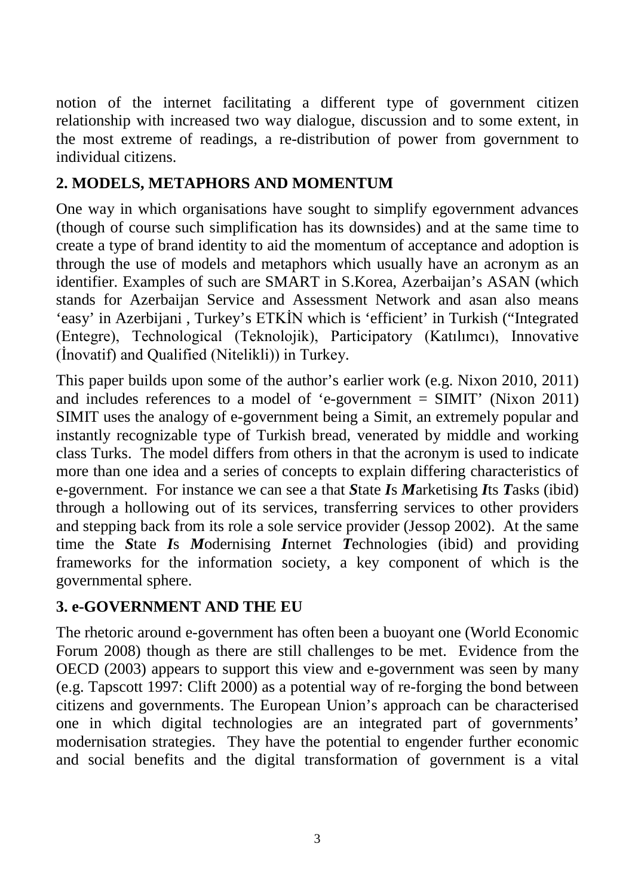notion of the internet facilitating a different type of government citizen relationship with increased two way dialogue, discussion and to some extent, in the most extreme of readings, a re-distribution of power from government to individual citizens.

## 2. MODELS, METAPHORS AND MOMENTUM

One way in which organisations have sought to simplify egovernment advances (though of course such simplification has its downsides) and at the same time to create a type of brand identity to aid the momentum of acceptance and adoption is through the use of models and metaphors which usually have an acronym as an identifier. Examples of such are SMART in S.Korea, Azerbaijan's ASAN (which stands for Azerbaijan Service and Assessment Network and asan also means 'easy' in Azerbijani , Turkey's ETKİN which is 'efficient' in Turkish ("Integrated (Entegre), Technological (Teknolojik), Participatory (Katılımcı), Innovative (İnovatif) and Qualified (Nitelikli)) in Turkey.

This paper builds upon some of the author's earlier work (e.g. Nixon 2010, 2011) and includes references to a model of 'e-government = SIMIT' (Nixon 2011) SIMIT uses the analogy of e-government being a Simit, an extremely popular and instantly recognizable type of Turkish bread, venerated by middle and working class Turks. The model differs from others in that the acronym is used to indicate more than one idea and a series of concepts to explain differing characteristics of e-government. For instance we can see a that ***S***tate ***I***s ***M***arketising ***I***ts ***T***asks (ibid) through a hollowing out of its services, transferring services to other providers and stepping back from its role a sole service provider (Jessop 2002). At the same time the ***S***tate ***I***s ***M***odernising ***I***nternet ***T***echnologies (ibid) and providing frameworks for the information society, a key component of which is the governmental sphere.

## 3. e-GOVERNMENT AND THE EU

The rhetoric around e-government has often been a buoyant one (World Economic Forum 2008) though as there are still challenges to be met. Evidence from the OECD (2003) appears to support this view and e-government was seen by many (e.g. Tapscott 1997: Clift 2000) as a potential way of re-forging the bond between citizens and governments. The European Union's approach can be characterised one in which digital technologies are an integrated part of governments' modernisation strategies. They have the potential to engender further economic and social benefits and the digital transformation of government is a vital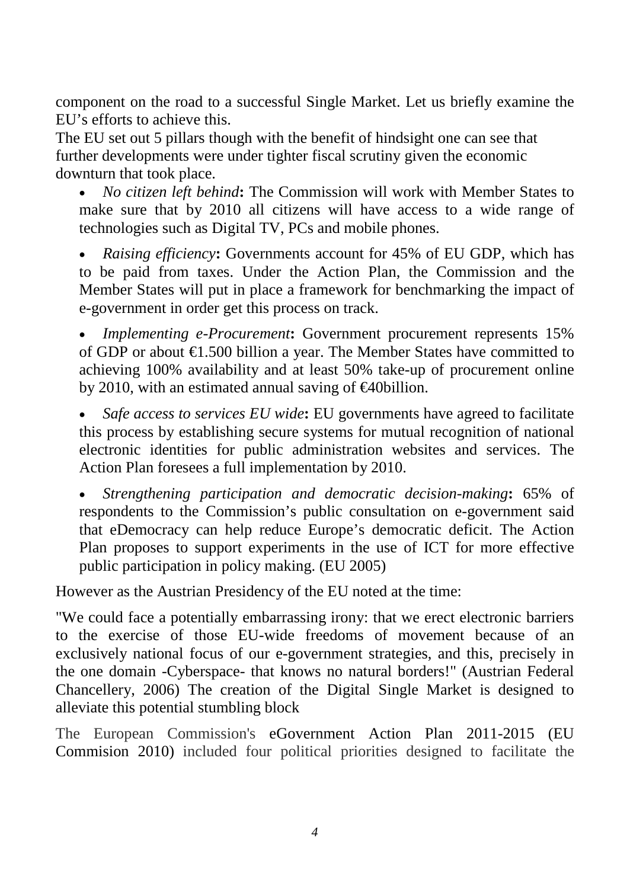component on the road to a successful Single Market. Let us briefly examine the EU's efforts to achieve this.

The EU set out 5 pillars though with the benefit of hindsight one can see that further developments were under tighter fiscal scrutiny given the economic downturn that took place.

- *No citizen left behind***:** The Commission will work with Member States to make sure that by 2010 all citizens will have access to a wide range of technologies such as Digital TV, PCs and mobile phones.
- *Raising efficiency***:** Governments account for 45% of EU GDP, which has to be paid from taxes. Under the Action Plan, the Commission and the Member States will put in place a framework for benchmarking the impact of e-government in order get this process on track.
- *Implementing e-Procurement***:** Government procurement represents 15% of GDP or about €1.500 billion a year. The Member States have committed to achieving 100% availability and at least 50% take-up of procurement online by 2010, with an estimated annual saving of €40billion.
- *Safe access to services EU wide***:** EU governments have agreed to facilitate this process by establishing secure systems for mutual recognition of national electronic identities for public administration websites and services. The Action Plan foresees a full implementation by 2010.
- *Strengthening participation and democratic decision-making***:** 65% of respondents to the Commission's public consultation on e-government said that eDemocracy can help reduce Europe's democratic deficit. The Action Plan proposes to support experiments in the use of ICT for more effective public participation in policy making. (EU 2005)

However as the Austrian Presidency of the EU noted at the time:

"We could face a potentially embarrassing irony: that we erect electronic barriers to the exercise of those EU-wide freedoms of movement because of an exclusively national focus of our e-government strategies, and this, precisely in the one domain -Cyberspace- that knows no natural borders!" (Austrian Federal Chancellery, 2006) The creation of the Digital Single Market is designed to alleviate this potential stumbling block

The European Commission's eGovernment Action Plan 2011-2015 (EU Commision 2010) included four political priorities designed to facilitate the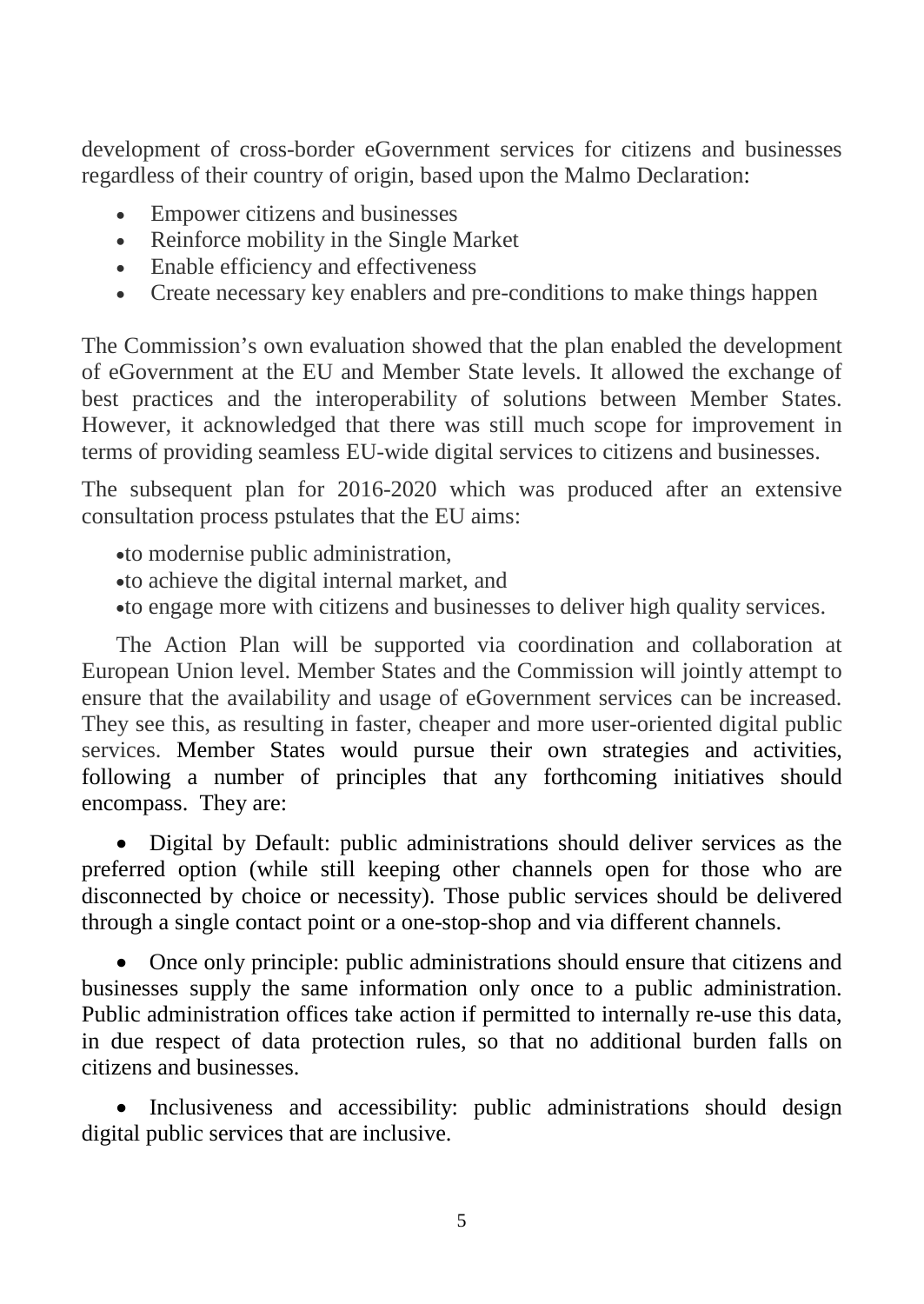development of cross-border eGovernment services for citizens and businesses regardless of their country of origin, based upon the Malmo Declaration:

- Empower citizens and businesses
- Reinforce mobility in the Single Market
- Enable efficiency and effectiveness
- Create necessary key enablers and pre-conditions to make things happen

The Commission's own evaluation showed that the plan enabled the development of eGovernment at the EU and Member State levels. It allowed the exchange of best practices and the interoperability of solutions between Member States. However, it acknowledged that there was still much scope for improvement in terms of providing seamless EU-wide digital services to citizens and businesses.

The subsequent plan for 2016-2020 which was produced after an extensive consultation process pstulates that the EU aims:

- to modernise public administration,
- to achieve the digital internal market, and
- to engage more with citizens and businesses to deliver high quality services.

The Action Plan will be supported via coordination and collaboration at European Union level. Member States and the Commission will jointly attempt to ensure that the availability and usage of eGovernment services can be increased. They see this, as resulting in faster, cheaper and more user-oriented digital public services. Member States would pursue their own strategies and activities, following a number of principles that any forthcoming initiatives should encompass. They are:

- Digital by Default: public administrations should deliver services as the preferred option (while still keeping other channels open for those who are disconnected by choice or necessity). Those public services should be delivered through a single contact point or a one-stop-shop and via different channels.

- Once only principle: public administrations should ensure that citizens and businesses supply the same information only once to a public administration. Public administration offices take action if permitted to internally re-use this data, in due respect of data protection rules, so that no additional burden falls on citizens and businesses.

- Inclusiveness and accessibility: public administrations should design digital public services that are inclusive.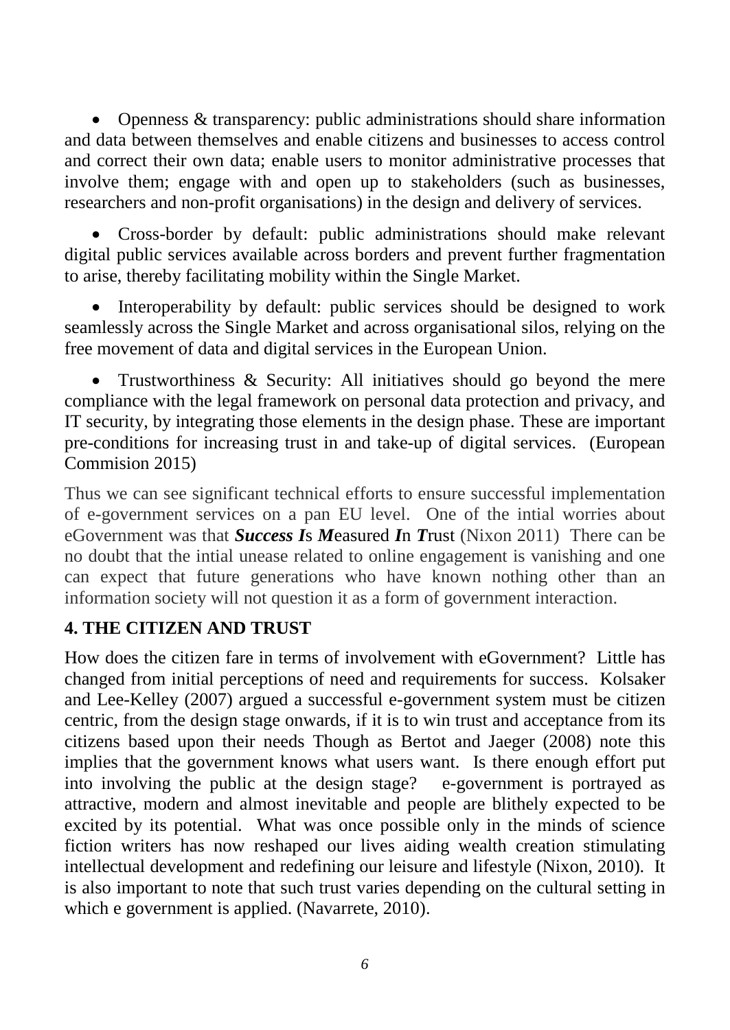- Openness & transparency: public administrations should share information and data between themselves and enable citizens and businesses to access control and correct their own data; enable users to monitor administrative processes that involve them; engage with and open up to stakeholders (such as businesses, researchers and non-profit organisations) in the design and delivery of services.

- Cross-border by default: public administrations should make relevant digital public services available across borders and prevent further fragmentation to arise, thereby facilitating mobility within the Single Market.

- Interoperability by default: public services should be designed to work seamlessly across the Single Market and across organisational silos, relying on the free movement of data and digital services in the European Union.

- Trustworthiness & Security: All initiatives should go beyond the mere compliance with the legal framework on personal data protection and privacy, and IT security, by integrating those elements in the design phase. These are important pre-conditions for increasing trust in and take-up of digital services. (European Commision 2015)

Thus we can see significant technical efforts to ensure successful implementation of e-government services on a pan EU level. One of the intial worries about eGovernment was that ***Success I****s* ***M****easured* ***I****n* ***T****rust* (Nixon 2011) There can be no doubt that the intial unease related to online engagement is vanishing and one can expect that future generations who have known nothing other than an information society will not question it as a form of government interaction.

## 4. THE CITIZEN AND TRUST

How does the citizen fare in terms of involvement with eGovernment? Little has changed from initial perceptions of need and requirements for success. Kolsaker and Lee-Kelley (2007) argued a successful e-government system must be citizen centric, from the design stage onwards, if it is to win trust and acceptance from its citizens based upon their needs Though as Bertot and Jaeger (2008) note this implies that the government knows what users want. Is there enough effort put into involving the public at the design stage? e-government is portrayed as attractive, modern and almost inevitable and people are blithely expected to be excited by its potential. What was once possible only in the minds of science fiction writers has now reshaped our lives aiding wealth creation stimulating intellectual development and redefining our leisure and lifestyle (Nixon, 2010). It is also important to note that such trust varies depending on the cultural setting in which e government is applied. (Navarrete, 2010).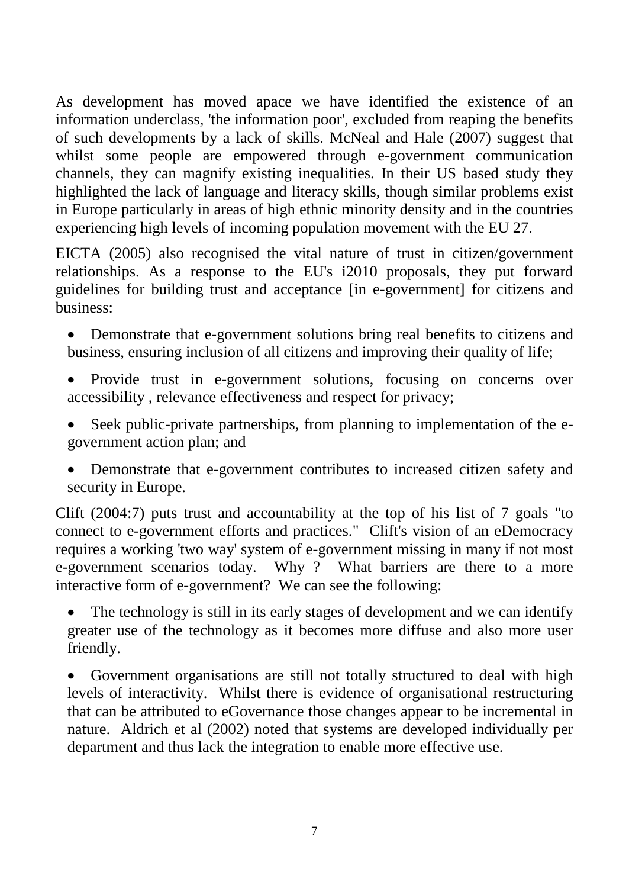As development has moved apace we have identified the existence of an information underclass, 'the information poor', excluded from reaping the benefits of such developments by a lack of skills. McNeal and Hale (2007) suggest that whilst some people are empowered through e-government communication channels, they can magnify existing inequalities. In their US based study they highlighted the lack of language and literacy skills, though similar problems exist in Europe particularly in areas of high ethnic minority density and in the countries experiencing high levels of incoming population movement with the EU 27.

EICTA (2005) also recognised the vital nature of trust in citizen/government relationships. As a response to the EU's i2010 proposals, they put forward guidelines for building trust and acceptance [in e-government] for citizens and business:

- Demonstrate that e-government solutions bring real benefits to citizens and business, ensuring inclusion of all citizens and improving their quality of life;
- Provide trust in e-government solutions, focusing on concerns over accessibility , relevance effectiveness and respect for privacy;
- Seek public-private partnerships, from planning to implementation of the e-government action plan; and
- Demonstrate that e-government contributes to increased citizen safety and security in Europe.

Clift (2004:7) puts trust and accountability at the top of his list of 7 goals "to connect to e-government efforts and practices." Clift's vision of an eDemocracy requires a working 'two way' system of e-government missing in many if not most e-government scenarios today. Why ? What barriers are there to a more interactive form of e-government? We can see the following:

- The technology is still in its early stages of development and we can identify greater use of the technology as it becomes more diffuse and also more user friendly.
- Government organisations are still not totally structured to deal with high levels of interactivity. Whilst there is evidence of organisational restructuring that can be attributed to eGovernance those changes appear to be incremental in nature. Aldrich et al (2002) noted that systems are developed individually per department and thus lack the integration to enable more effective use.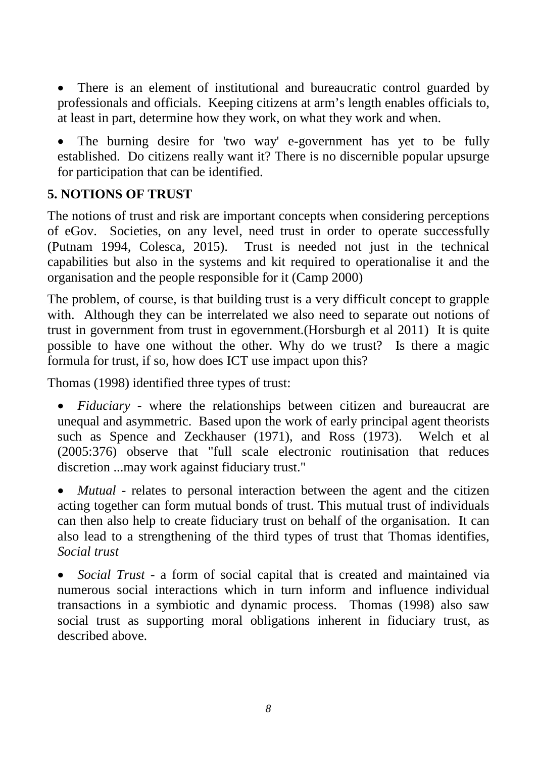- There is an element of institutional and bureaucratic control guarded by professionals and officials. Keeping citizens at arm's length enables officials to, at least in part, determine how they work, on what they work and when.
- The burning desire for 'two way' e-government has yet to be fully established. Do citizens really want it? There is no discernible popular upsurge for participation that can be identified.

## 5. NOTIONS OF TRUST

The notions of trust and risk are important concepts when considering perceptions of eGov. Societies, on any level, need trust in order to operate successfully (Putnam 1994, Colesca, 2015). Trust is needed not just in the technical capabilities but also in the systems and kit required to operationalise it and the organisation and the people responsible for it (Camp 2000)

The problem, of course, is that building trust is a very difficult concept to grapple with. Although they can be interrelated we also need to separate out notions of trust in government from trust in egovernment.(Horsburgh et al 2011) It is quite possible to have one without the other. Why do we trust? Is there a magic formula for trust, if so, how does ICT use impact upon this?

Thomas (1998) identified three types of trust:

- *Fiduciary* - where the relationships between citizen and bureaucrat are unequal and asymmetric. Based upon the work of early principal agent theorists such as Spence and Zeckhauser (1971), and Ross (1973). Welch et al (2005:376) observe that "full scale electronic routinisation that reduces discretion ...may work against fiduciary trust."
- *Mutual* - relates to personal interaction between the agent and the citizen acting together can form mutual bonds of trust. This mutual trust of individuals can then also help to create fiduciary trust on behalf of the organisation. It can also lead to a strengthening of the third types of trust that Thomas identifies, *Social trust*
- *Social Trust* - a form of social capital that is created and maintained via numerous social interactions which in turn inform and influence individual transactions in a symbiotic and dynamic process. Thomas (1998) also saw social trust as supporting moral obligations inherent in fiduciary trust, as described above.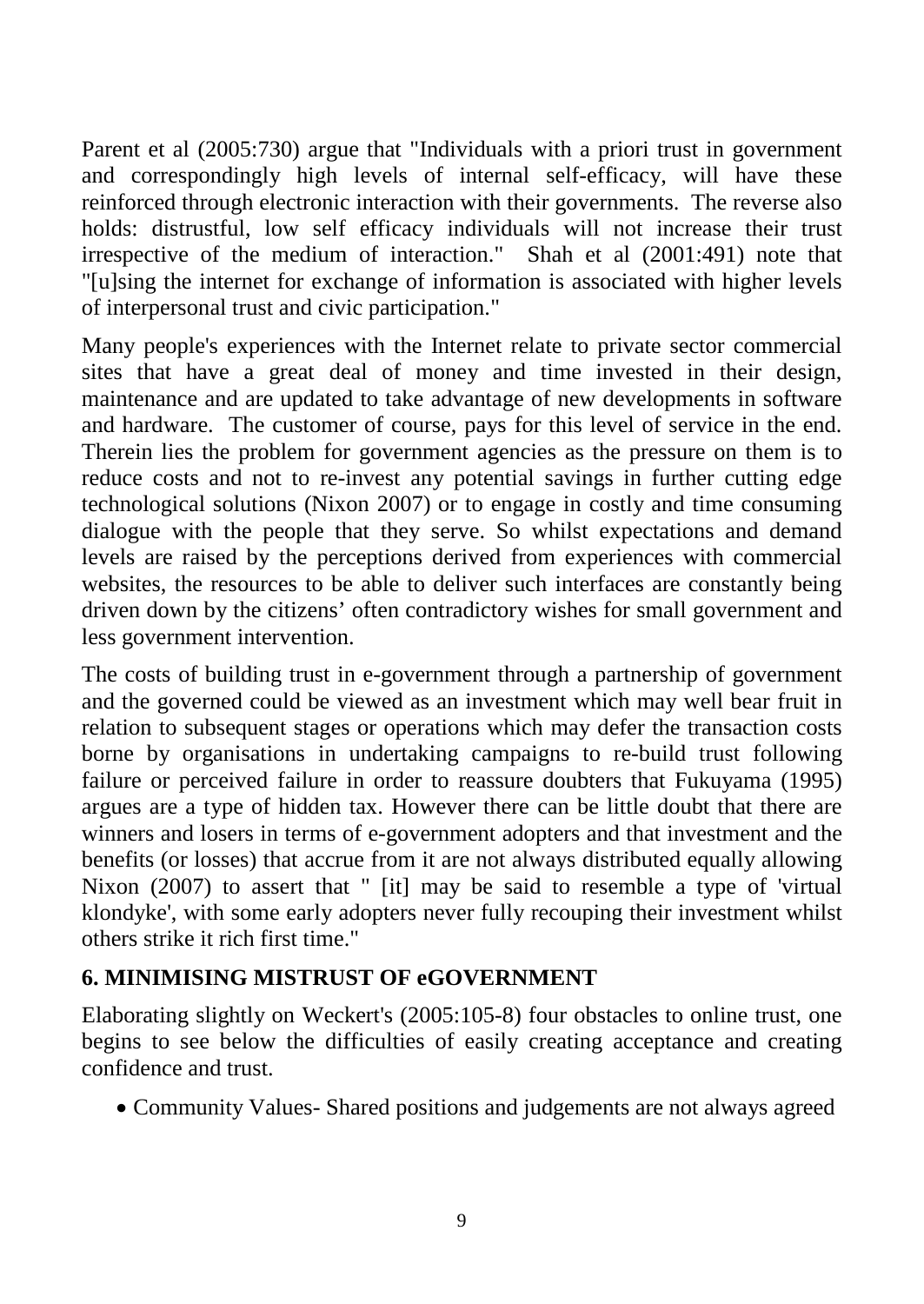Parent et al (2005:730) argue that "Individuals with a priori trust in government and correspondingly high levels of internal self-efficacy, will have these reinforced through electronic interaction with their governments. The reverse also holds: distrustful, low self efficacy individuals will not increase their trust irrespective of the medium of interaction." Shah et al (2001:491) note that "[u]sing the internet for exchange of information is associated with higher levels of interpersonal trust and civic participation."

Many people's experiences with the Internet relate to private sector commercial sites that have a great deal of money and time invested in their design, maintenance and are updated to take advantage of new developments in software and hardware. The customer of course, pays for this level of service in the end. Therein lies the problem for government agencies as the pressure on them is to reduce costs and not to re-invest any potential savings in further cutting edge technological solutions (Nixon 2007) or to engage in costly and time consuming dialogue with the people that they serve. So whilst expectations and demand levels are raised by the perceptions derived from experiences with commercial websites, the resources to be able to deliver such interfaces are constantly being driven down by the citizens' often contradictory wishes for small government and less government intervention.

The costs of building trust in e-government through a partnership of government and the governed could be viewed as an investment which may well bear fruit in relation to subsequent stages or operations which may defer the transaction costs borne by organisations in undertaking campaigns to re-build trust following failure or perceived failure in order to reassure doubters that Fukuyama (1995) argues are a type of hidden tax. However there can be little doubt that there are winners and losers in terms of e-government adopters and that investment and the benefits (or losses) that accrue from it are not always distributed equally allowing Nixon (2007) to assert that " [it] may be said to resemble a type of 'virtual klondyke', with some early adopters never fully recouping their investment whilst others strike it rich first time."

## 6. MINIMISING MISTRUST OF eGOVERNMENT

Elaborating slightly on Weckert's (2005:105-8) four obstacles to online trust, one begins to see below the difficulties of easily creating acceptance and creating confidence and trust.

- Community Values- Shared positions and judgements are not always agreed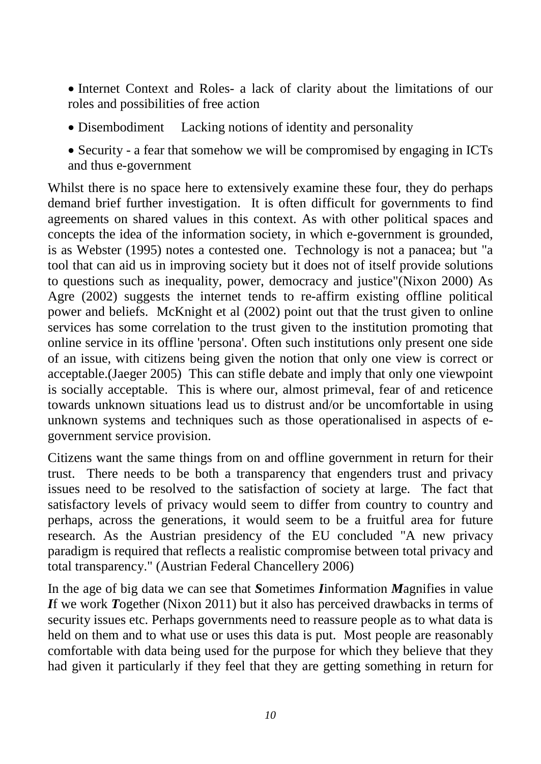- Internet Context and Roles- a lack of clarity about the limitations of our roles and possibilities of free action
- Disembodiment  Lacking notions of identity and personality
- Security - a fear that somehow we will be compromised by engaging in ICTs and thus e-government

Whilst there is no space here to extensively examine these four, they do perhaps demand brief further investigation. It is often difficult for governments to find agreements on shared values in this context. As with other political spaces and concepts the idea of the information society, in which e-government is grounded, is as Webster (1995) notes a contested one. Technology is not a panacea; but "a tool that can aid us in improving society but it does not of itself provide solutions to questions such as inequality, power, democracy and justice"(Nixon 2000) As Agre (2002) suggests the internet tends to re-affirm existing offline political power and beliefs. McKnight et al (2002) point out that the trust given to online services has some correlation to the trust given to the institution promoting that online service in its offline 'persona'. Often such institutions only present one side of an issue, with citizens being given the notion that only one view is correct or acceptable.(Jaeger 2005) This can stifle debate and imply that only one viewpoint is socially acceptable. This is where our, almost primeval, fear of and reticence towards unknown situations lead us to distrust and/or be uncomfortable in using unknown systems and techniques such as those operationalised in aspects of e-government service provision.

Citizens want the same things from on and offline government in return for their trust. There needs to be both a transparency that engenders trust and privacy issues need to be resolved to the satisfaction of society at large. The fact that satisfactory levels of privacy would seem to differ from country to country and perhaps, across the generations, it would seem to be a fruitful area for future research. As the Austrian presidency of the EU concluded "A new privacy paradigm is required that reflects a realistic compromise between total privacy and total transparency." (Austrian Federal Chancellery 2006)

In the age of big data we can see that ***S***ometimes ***I***information ***M***agnifies in value ***I***f we work ***T***ogether (Nixon 2011) but it also has perceived drawbacks in terms of security issues etc. Perhaps governments need to reassure people as to what data is held on them and to what use or uses this data is put. Most people are reasonably comfortable with data being used for the purpose for which they believe that they had given it particularly if they feel that they are getting something in return for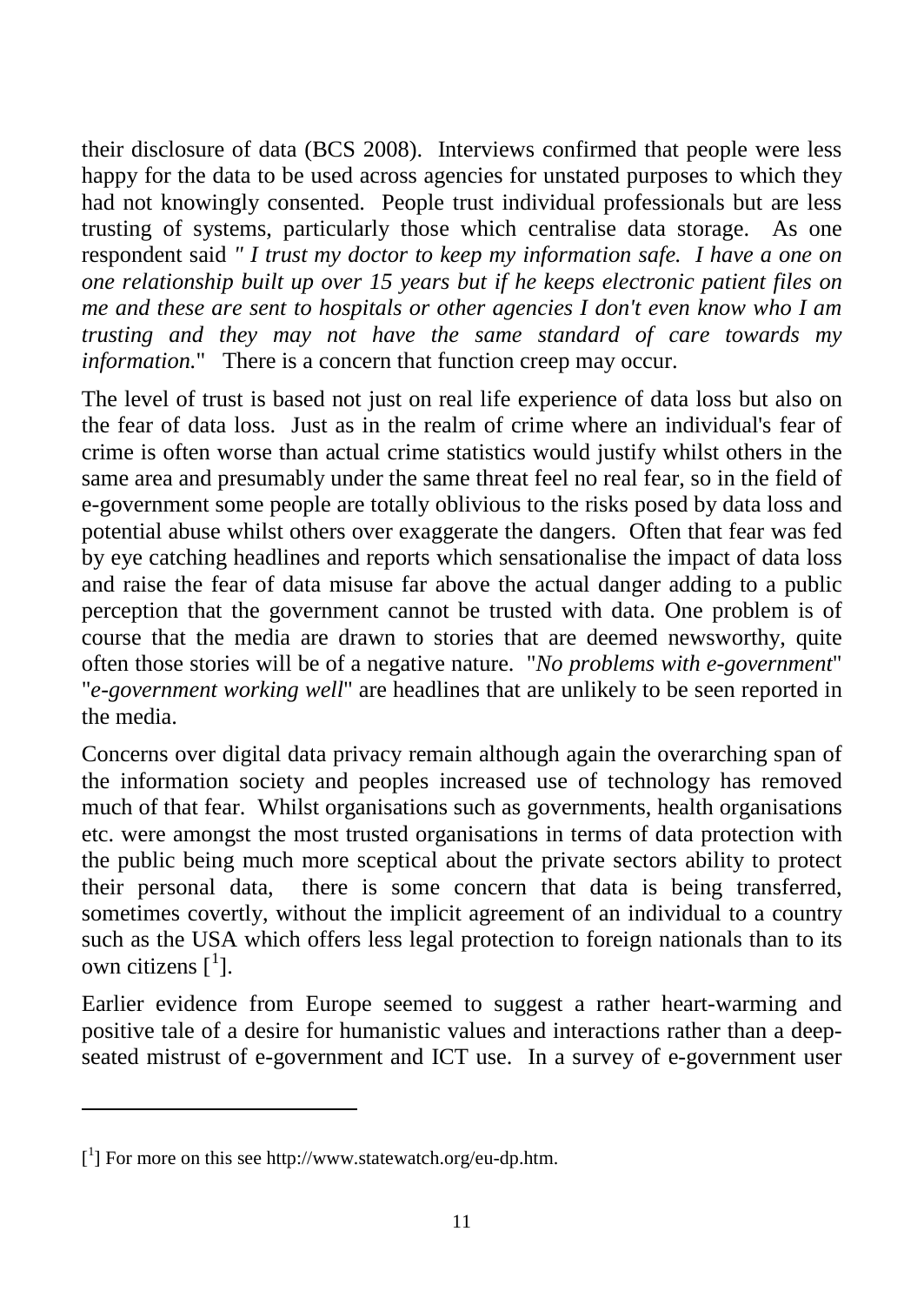their disclosure of data (BCS 2008). Interviews confirmed that people were less happy for the data to be used across agencies for unstated purposes to which they had not knowingly consented. People trust individual professionals but are less trusting of systems, particularly those which centralise data storage. As one respondent said *" I trust my doctor to keep my information safe. I have a one on one relationship built up over 15 years but if he keeps electronic patient files on me and these are sent to hospitals or other agencies I don't even know who I am trusting and they may not have the same standard of care towards my information.*" There is a concern that function creep may occur.

The level of trust is based not just on real life experience of data loss but also on the fear of data loss. Just as in the realm of crime where an individual's fear of crime is often worse than actual crime statistics would justify whilst others in the same area and presumably under the same threat feel no real fear, so in the field of e-government some people are totally oblivious to the risks posed by data loss and potential abuse whilst others over exaggerate the dangers. Often that fear was fed by eye catching headlines and reports which sensationalise the impact of data loss and raise the fear of data misuse far above the actual danger adding to a public perception that the government cannot be trusted with data. One problem is of course that the media are drawn to stories that are deemed newsworthy, quite often those stories will be of a negative nature. "*No problems with e-government*" "*e-government working well*" are headlines that are unlikely to be seen reported in the media.

Concerns over digital data privacy remain although again the overarching span of the information society and peoples increased use of technology has removed much of that fear. Whilst organisations such as governments, health organisations etc. were amongst the most trusted organisations in terms of data protection with the public being much more sceptical about the private sectors ability to protect their personal data, there is some concern that data is being transferred, sometimes covertly, without the implicit agreement of an individual to a country such as the USA which offers less legal protection to foreign nationals than to its own citizens [1].

Earlier evidence from Europe seemed to suggest a rather heart-warming and positive tale of a desire for humanistic values and interactions rather than a deep-seated mistrust of e-government and ICT use. In a survey of e-government user

[1] For more on this see http://www.statewatch.org/eu-dp.htm.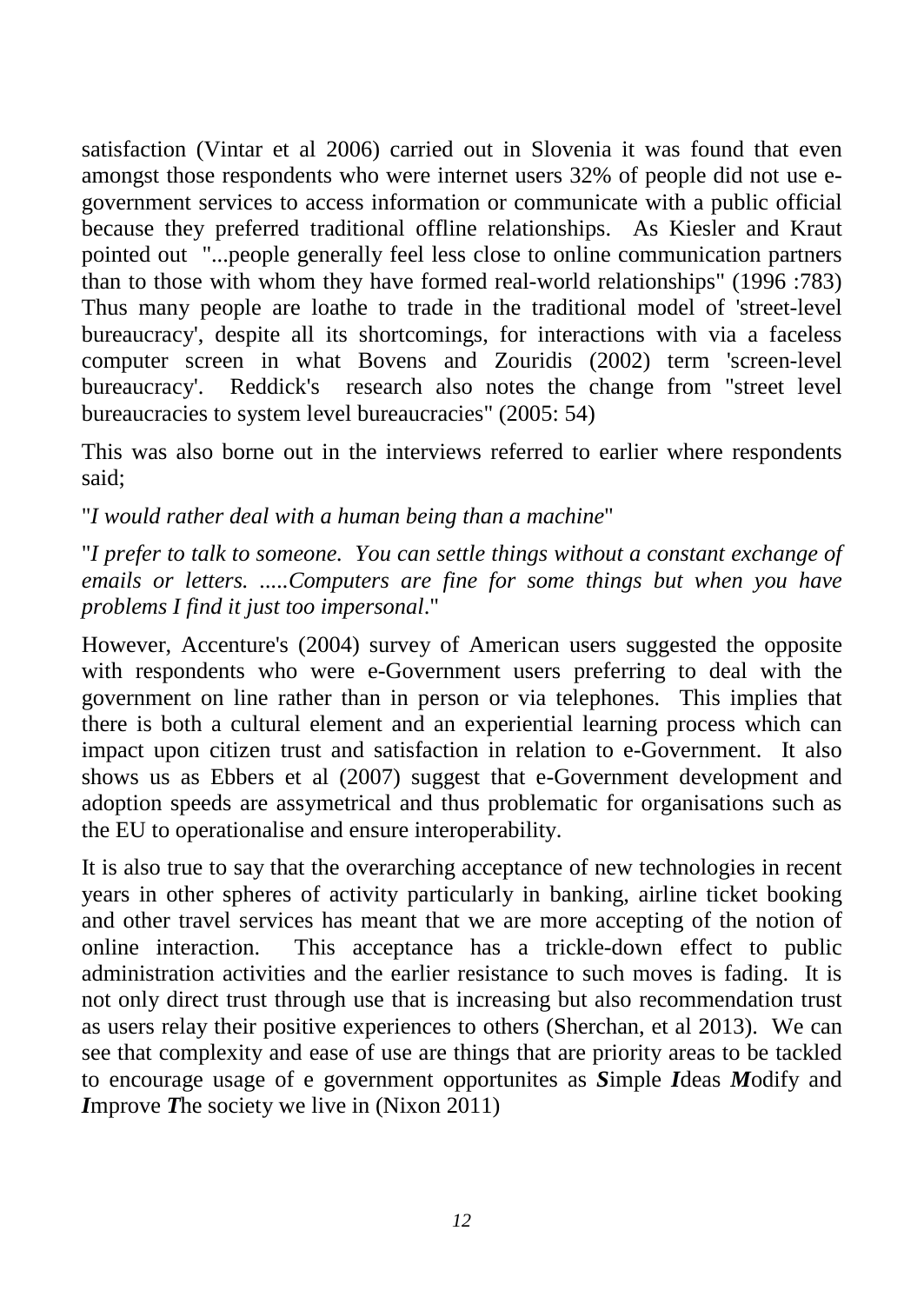satisfaction (Vintar et al 2006) carried out in Slovenia it was found that even amongst those respondents who were internet users 32% of people did not use e-government services to access information or communicate with a public official because they preferred traditional offline relationships. As Kiesler and Kraut pointed out "...people generally feel less close to online communication partners than to those with whom they have formed real-world relationships" (1996 :783) Thus many people are loathe to trade in the traditional model of 'street-level bureaucracy', despite all its shortcomings, for interactions with via a faceless computer screen in what Bovens and Zouridis (2002) term 'screen-level bureaucracy'. Reddick's research also notes the change from "street level bureaucracies to system level bureaucracies" (2005: 54)

This was also borne out in the interviews referred to earlier where respondents said;

"*I would rather deal with a human being than a machine*"

"*I prefer to talk to someone. You can settle things without a constant exchange of emails or letters. .....Computers are fine for some things but when you have problems I find it just too impersonal*."

However, Accenture's (2004) survey of American users suggested the opposite with respondents who were e-Government users preferring to deal with the government on line rather than in person or via telephones. This implies that there is both a cultural element and an experiential learning process which can impact upon citizen trust and satisfaction in relation to e-Government. It also shows us as Ebbers et al (2007) suggest that e-Government development and adoption speeds are assymetrical and thus problematic for organisations such as the EU to operationalise and ensure interoperability.

It is also true to say that the overarching acceptance of new technologies in recent years in other spheres of activity particularly in banking, airline ticket booking and other travel services has meant that we are more accepting of the notion of online interaction. This acceptance has a trickle-down effect to public administration activities and the earlier resistance to such moves is fading. It is not only direct trust through use that is increasing but also recommendation trust as users relay their positive experiences to others (Sherchan, et al 2013). We can see that complexity and ease of use are things that are priority areas to be tackled to encourage usage of e government opportunites as ***S***imple ***I***deas ***M***odify and ***I***mprove ***T***he society we live in (Nixon 2011)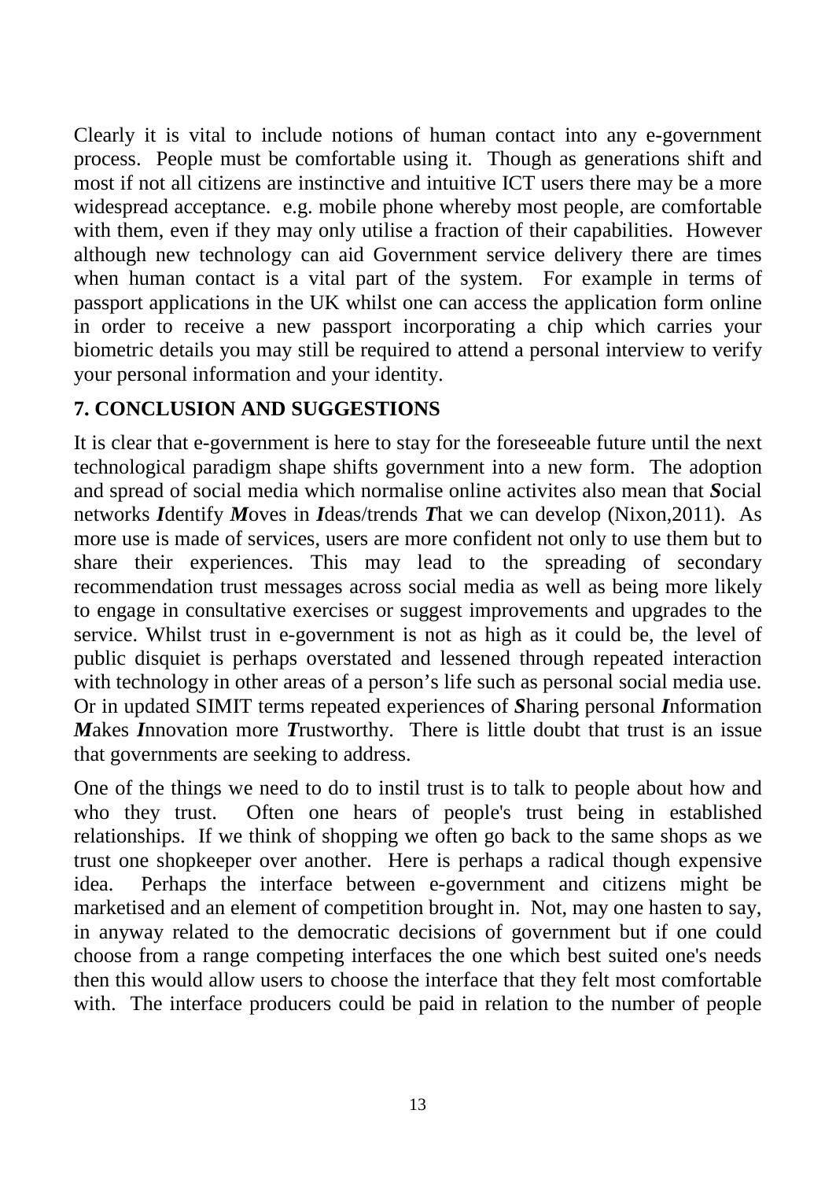Clearly it is vital to include notions of human contact into any e-government process. People must be comfortable using it. Though as generations shift and most if not all citizens are instinctive and intuitive ICT users there may be a more widespread acceptance. e.g. mobile phone whereby most people, are comfortable with them, even if they may only utilise a fraction of their capabilities. However although new technology can aid Government service delivery there are times when human contact is a vital part of the system. For example in terms of passport applications in the UK whilst one can access the application form online in order to receive a new passport incorporating a chip which carries your biometric details you may still be required to attend a personal interview to verify your personal information and your identity.

## 7. CONCLUSION AND SUGGESTIONS

It is clear that e-government is here to stay for the foreseeable future until the next technological paradigm shape shifts government into a new form. The adoption and spread of social media which normalise online activites also mean that ***S***ocial networks ***I***dentify ***M***oves in ***I***deas/trends ***T***hat we can develop (Nixon,2011). As more use is made of services, users are more confident not only to use them but to share their experiences. This may lead to the spreading of secondary recommendation trust messages across social media as well as being more likely to engage in consultative exercises or suggest improvements and upgrades to the service. Whilst trust in e-government is not as high as it could be, the level of public disquiet is perhaps overstated and lessened through repeated interaction with technology in other areas of a person's life such as personal social media use. Or in updated SIMIT terms repeated experiences of ***S***haring personal ***I***nformation ***M***akes ***I***nnovation more ***T***rustworthy. There is little doubt that trust is an issue that governments are seeking to address.

One of the things we need to do to instil trust is to talk to people about how and who they trust. Often one hears of people's trust being in established relationships. If we think of shopping we often go back to the same shops as we trust one shopkeeper over another. Here is perhaps a radical though expensive idea. Perhaps the interface between e-government and citizens might be marketised and an element of competition brought in. Not, may one hasten to say, in anyway related to the democratic decisions of government but if one could choose from a range competing interfaces the one which best suited one's needs then this would allow users to choose the interface that they felt most comfortable with. The interface producers could be paid in relation to the number of people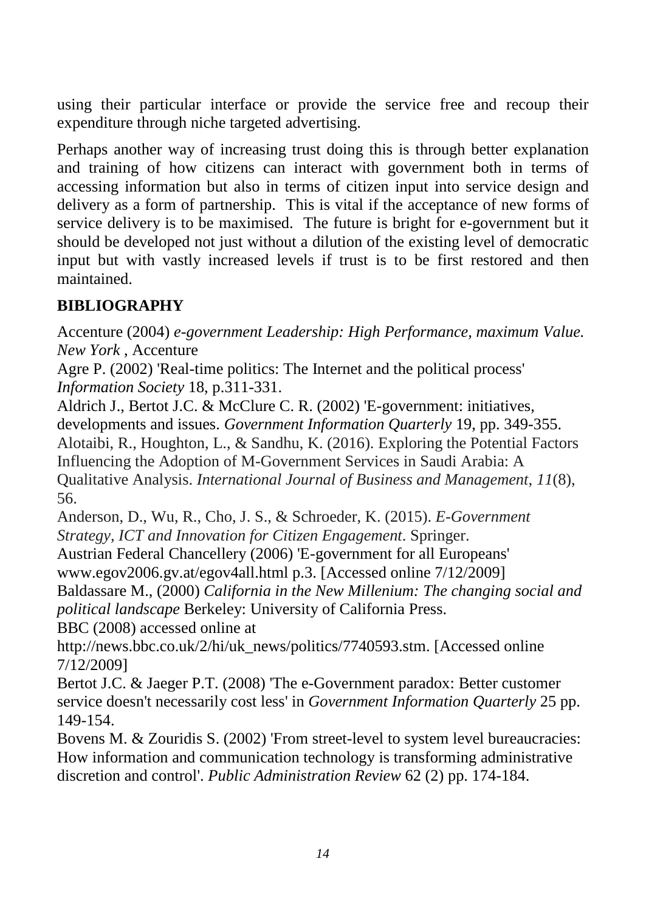using their particular interface or provide the service free and recoup their expenditure through niche targeted advertising.

Perhaps another way of increasing trust doing this is through better explanation and training of how citizens can interact with government both in terms of accessing information but also in terms of citizen input into service design and delivery as a form of partnership. This is vital if the acceptance of new forms of service delivery is to be maximised. The future is bright for e-government but it should be developed not just without a dilution of the existing level of democratic input but with vastly increased levels if trust is to be first restored and then maintained.

## BIBLIOGRAPHY

Accenture (2004) *e-government Leadership: High Performance, maximum Value. New York* , Accenture

Agre P. (2002) 'Real-time politics: The Internet and the political process' *Information Society* 18, p.311-331.

Aldrich J., Bertot J.C. & McClure C. R. (2002) 'E-government: initiatives, developments and issues. *Government Information Quarterly* 19, pp. 349-355.

Alotaibi, R., Houghton, L., & Sandhu, K. (2016). Exploring the Potential Factors Influencing the Adoption of M-Government Services in Saudi Arabia: A Qualitative Analysis. *International Journal of Business and Management*, *11*(8), 56.

Anderson, D., Wu, R., Cho, J. S., & Schroeder, K. (2015). *E-Government Strategy, ICT and Innovation for Citizen Engagement*. Springer.

Austrian Federal Chancellery (2006) 'E-government for all Europeans' www.egov2006.gv.at/egov4all.html p.3. [Accessed online 7/12/2009]

Baldassare M., (2000) *California in the New Millenium: The changing social and political landscape* Berkeley: University of California Press.

BBC (2008) accessed online at http://news.bbc.co.uk/2/hi/uk_news/politics/7740593.stm. [Accessed online 7/12/2009]

Bertot J.C. & Jaeger P.T. (2008) 'The e-Government paradox: Better customer service doesn't necessarily cost less' in *Government Information Quarterly* 25 pp. 149-154.

Bovens M. & Zouridis S. (2002) 'From street-level to system level bureaucracies: How information and communication technology is transforming administrative discretion and control'. *Public Administration Review* 62 (2) pp. 174-184.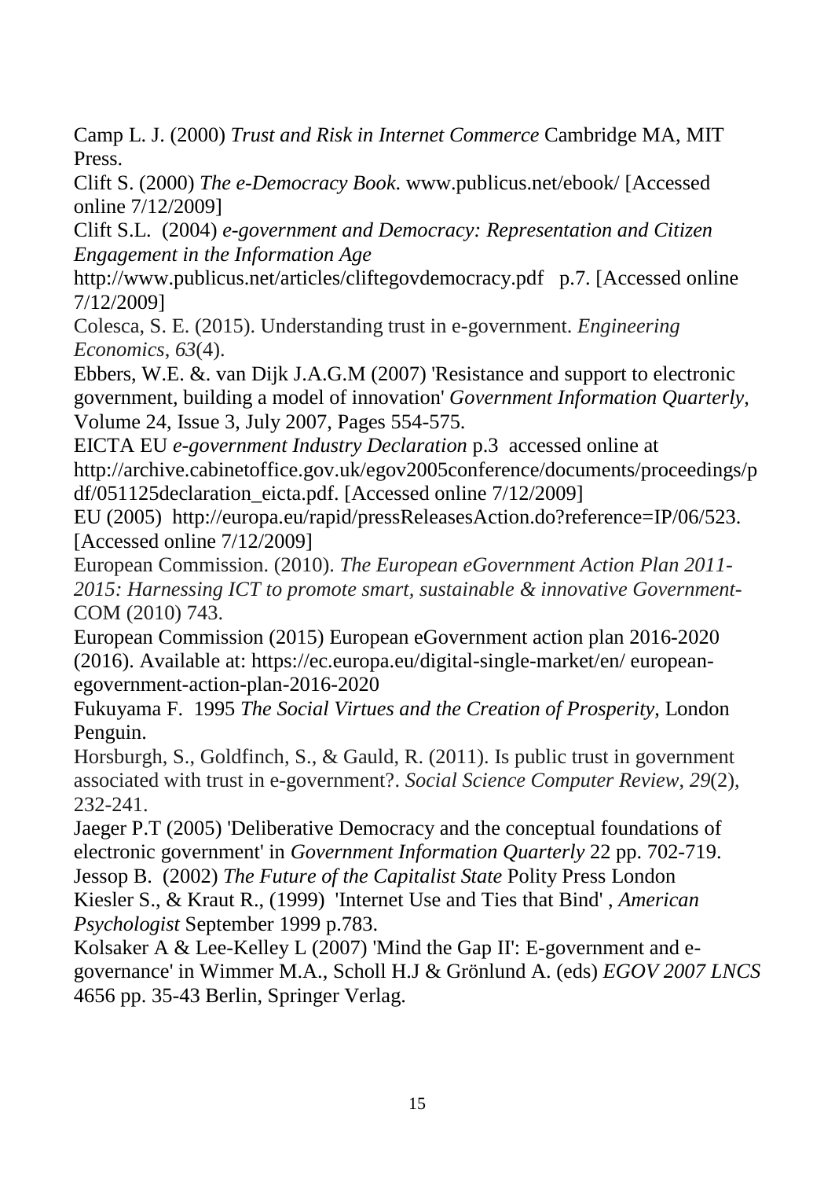Camp L. J. (2000) *Trust and Risk in Internet Commerce* Cambridge MA, MIT Press.

Clift S. (2000) *The e-Democracy Book.* www.publicus.net/ebook/ [Accessed online 7/12/2009]

Clift S.L. (2004) *e-government and Democracy: Representation and Citizen Engagement in the Information Age* http://www.publicus.net/articles/cliftegovdemocracy.pdf p.7. [Accessed online 7/12/2009]

Colesca, S. E. (2015). Understanding trust in e-government. *Engineering Economics*, *63*(4).

Ebbers, W.E. &. van Dijk J.A.G.M (2007) 'Resistance and support to electronic government, building a model of innovation' *Government Information Quarterly*, Volume 24, Issue 3, July 2007, Pages 554-575.

EICTA EU *e-government Industry Declaration* p.3 accessed online at http://archive.cabinetoffice.gov.uk/egov2005conference/documents/proceedings/pdf/051125declaration_eicta.pdf. [Accessed online 7/12/2009]

EU (2005) http://europa.eu/rapid/pressReleasesAction.do?reference=IP/06/523. [Accessed online 7/12/2009]

European Commission. (2010). *The European eGovernment Action Plan 2011-2015: Harnessing ICT to promote smart, sustainable & innovative Government-* COM (2010) 743.

European Commission (2015) European eGovernment action plan 2016-2020 (2016). Available at: https://ec.europa.eu/digital-single-market/en/ european-egovernment-action-plan-2016-2020

Fukuyama F. 1995 *The Social Virtues and the Creation of Prosperity*, London Penguin.

Horsburgh, S., Goldfinch, S., & Gauld, R. (2011). Is public trust in government associated with trust in e-government?. *Social Science Computer Review*, *29*(2), 232-241.

Jaeger P.T (2005) 'Deliberative Democracy and the conceptual foundations of electronic government' in *Government Information Quarterly* 22 pp. 702-719.

Jessop B. (2002) *The Future of the Capitalist State* Polity Press London

Kiesler S., & Kraut R., (1999) 'Internet Use and Ties that Bind' , *American Psychologist* September 1999 p.783.

Kolsaker A & Lee-Kelley L (2007) 'Mind the Gap II': E-government and e-governance' in Wimmer M.A., Scholl H.J & Grönlund A. (eds) *EGOV 2007 LNCS* 4656 pp. 35-43 Berlin, Springer Verlag.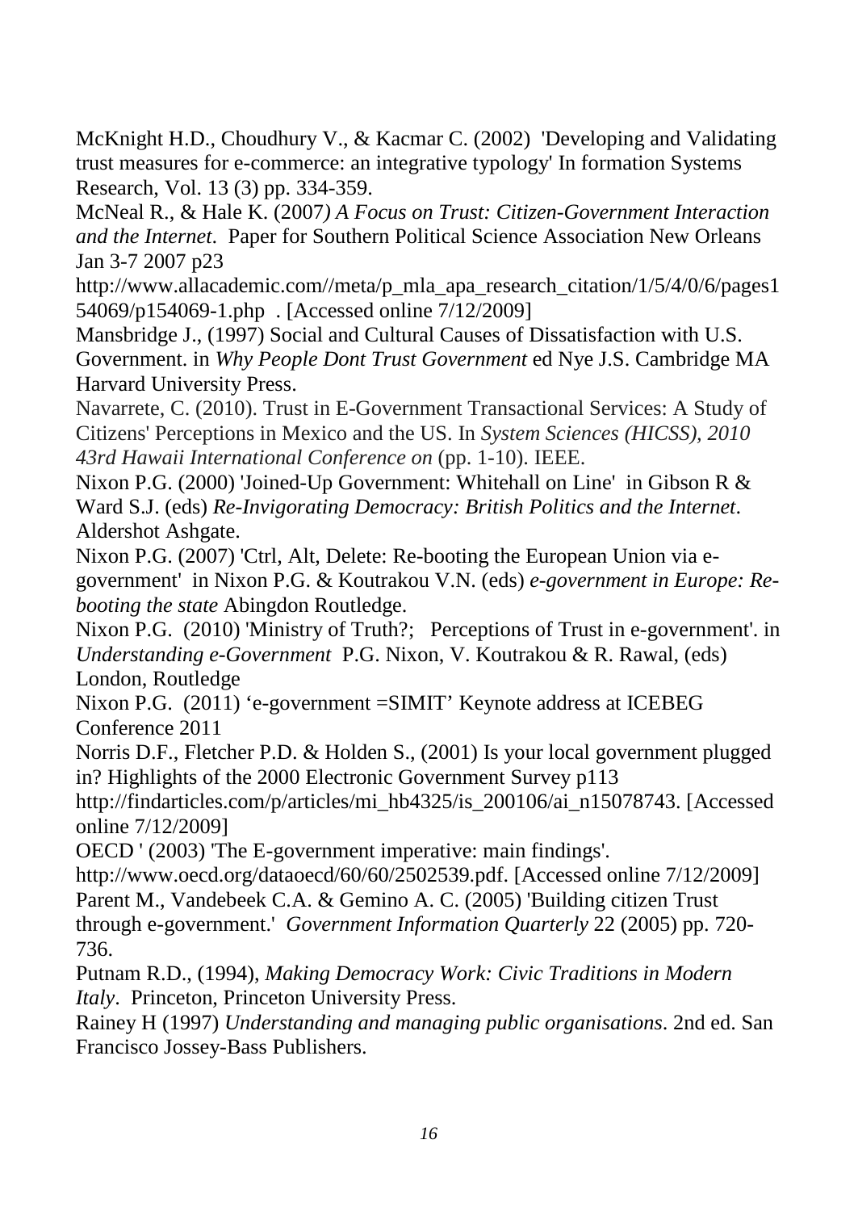McKnight H.D., Choudhury V., & Kacmar C. (2002) 'Developing and Validating trust measures for e-commerce: an integrative typology' In formation Systems Research, Vol. 13 (3) pp. 334-359.

McNeal R., & Hale K. (2007*) A Focus on Trust: Citizen-Government Interaction and the Internet.* Paper for Southern Political Science Association New Orleans Jan 3-7 2007 p23 http://www.allacademic.com//meta/p_mla_apa_research_citation/1/5/4/0/6/pages154069/p154069-1.php . [Accessed online 7/12/2009]

Mansbridge J., (1997) Social and Cultural Causes of Dissatisfaction with U.S. Government. in *Why People Dont Trust Government* ed Nye J.S. Cambridge MA Harvard University Press.

Navarrete, C. (2010). Trust in E-Government Transactional Services: A Study of Citizens' Perceptions in Mexico and the US. In *System Sciences (HICSS), 2010 43rd Hawaii International Conference on* (pp. 1-10). IEEE.

Nixon P.G. (2000) 'Joined-Up Government: Whitehall on Line' in Gibson R & Ward S.J. (eds) *Re-Invigorating Democracy: British Politics and the Internet*. Aldershot Ashgate.

Nixon P.G. (2007) 'Ctrl, Alt, Delete: Re-booting the European Union via e-government' in Nixon P.G. & Koutrakou V.N. (eds) *e-government in Europe: Re-booting the state* Abingdon Routledge.

Nixon P.G. (2010) 'Ministry of Truth?; Perceptions of Trust in e-government'. in *Understanding e-Government* P.G. Nixon, V. Koutrakou & R. Rawal, (eds) London, Routledge

Nixon P.G. (2011) 'e-government =SIMIT' Keynote address at ICEBEG Conference 2011

Norris D.F., Fletcher P.D. & Holden S., (2001) Is your local government plugged in? Highlights of the 2000 Electronic Government Survey p113 http://findarticles.com/p/articles/mi_hb4325/is_200106/ai_n15078743. [Accessed online 7/12/2009]

OECD ' (2003) 'The E-government imperative: main findings'. http://www.oecd.org/dataoecd/60/60/2502539.pdf. [Accessed online 7/12/2009]

Parent M., Vandebeek C.A. & Gemino A. C. (2005) 'Building citizen Trust through e-government.' *Government Information Quarterly* 22 (2005) pp. 720-736.

Putnam R.D., (1994), *Making Democracy Work: Civic Traditions in Modern Italy*. Princeton, Princeton University Press.

Rainey H (1997) *Understanding and managing public organisations*. 2nd ed. San Francisco Jossey-Bass Publishers.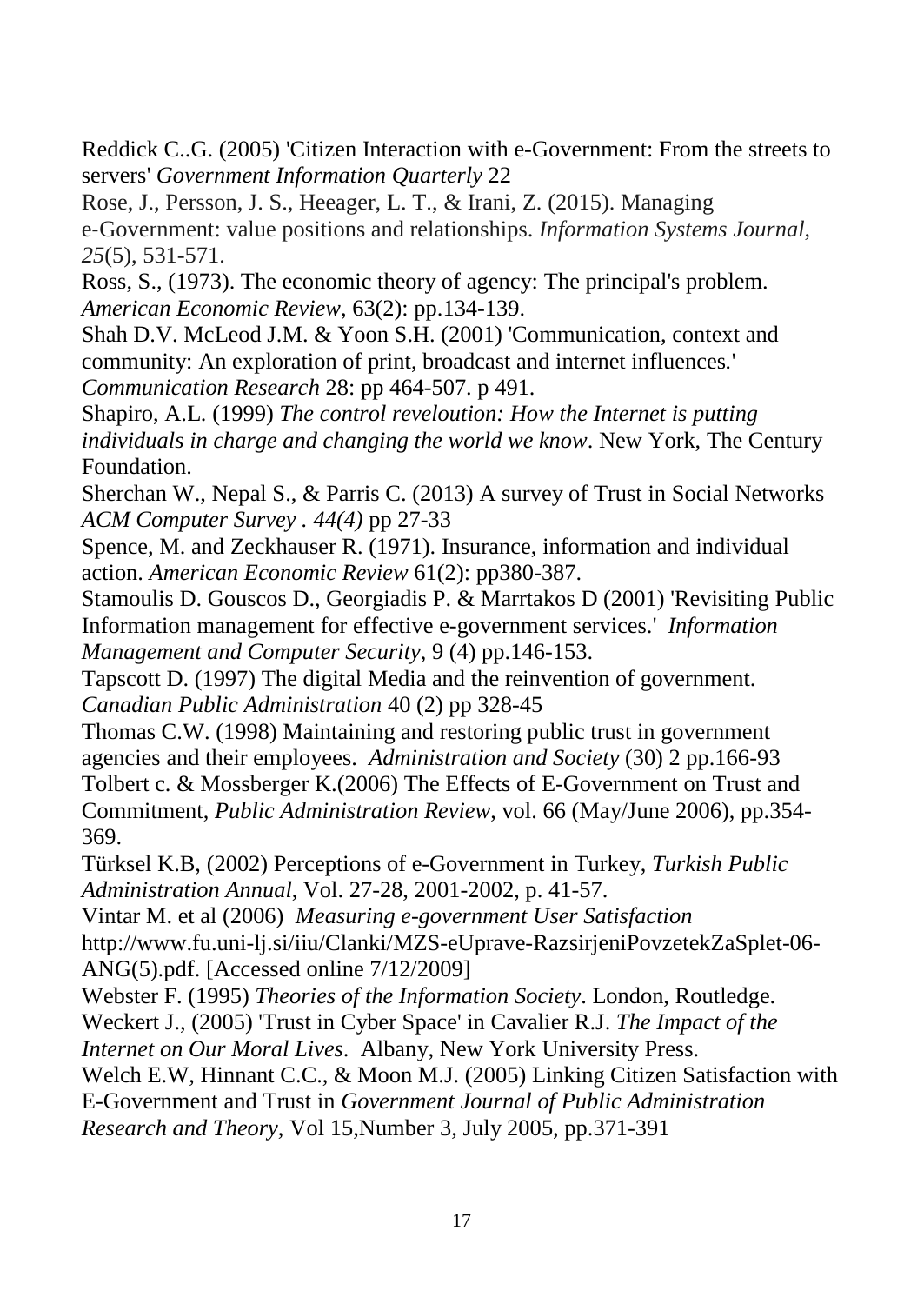Reddick C..G. (2005) 'Citizen Interaction with e-Government: From the streets to servers' *Government Information Quarterly* 22

Rose, J., Persson, J. S., Heeager, L. T., & Irani, Z. (2015). Managing e-Government: value positions and relationships. *Information Systems Journal*, *25*(5), 531-571.

Ross, S., (1973). The economic theory of agency: The principal's problem. *American Economic Review*, 63(2): pp.134-139.

Shah D.V. McLeod J.M. & Yoon S.H. (2001) 'Communication, context and community: An exploration of print, broadcast and internet influences.' *Communication Research* 28: pp 464-507. p 491.

Shapiro, A.L. (1999) *The control reveloution: How the Internet is putting individuals in charge and changing the world we know*. New York, The Century Foundation.

Sherchan W., Nepal S., & Parris C. (2013) A survey of Trust in Social Networks *ACM Computer Survey . 44(4)* pp 27-33

Spence, M. and Zeckhauser R. (1971). Insurance, information and individual action. *American Economic Review* 61(2): pp380-387.

Stamoulis D. Gouscos D., Georgiadis P. & Marrtakos D (2001) 'Revisiting Public Information management for effective e-government services.' *Information Management and Computer Security*, 9 (4) pp.146-153.

Tapscott D. (1997) The digital Media and the reinvention of government. *Canadian Public Administration* 40 (2) pp 328-45

Thomas C.W. (1998) Maintaining and restoring public trust in government agencies and their employees. *Administration and Society* (30) 2 pp.166-93

Tolbert c. & Mossberger K.(2006) The Effects of E-Government on Trust and Commitment, *Public Administration Review*, vol. 66 (May/June 2006), pp.354-369.

Türksel K.B, (2002) Perceptions of e-Government in Turkey, *Turkish Public Administration Annual*, Vol. 27-28, 2001-2002, p. 41-57.

Vintar M. et al (2006) *Measuring e-government User Satisfaction* http://www.fu.uni-lj.si/iiu/Clanki/MZS-eUprave-RazsirjeniPovzetekZaSplet-06-ANG(5).pdf. [Accessed online 7/12/2009]

Webster F. (1995) *Theories of the Information Society*. London, Routledge.

Weckert J., (2005) 'Trust in Cyber Space' in Cavalier R.J. *The Impact of the Internet on Our Moral Lives*. Albany, New York University Press.

Welch E.W, Hinnant C.C., & Moon M.J. (2005) Linking Citizen Satisfaction with E-Government and Trust in *Government Journal of Public Administration Research and Theory*, Vol 15,Number 3, July 2005, pp.371-391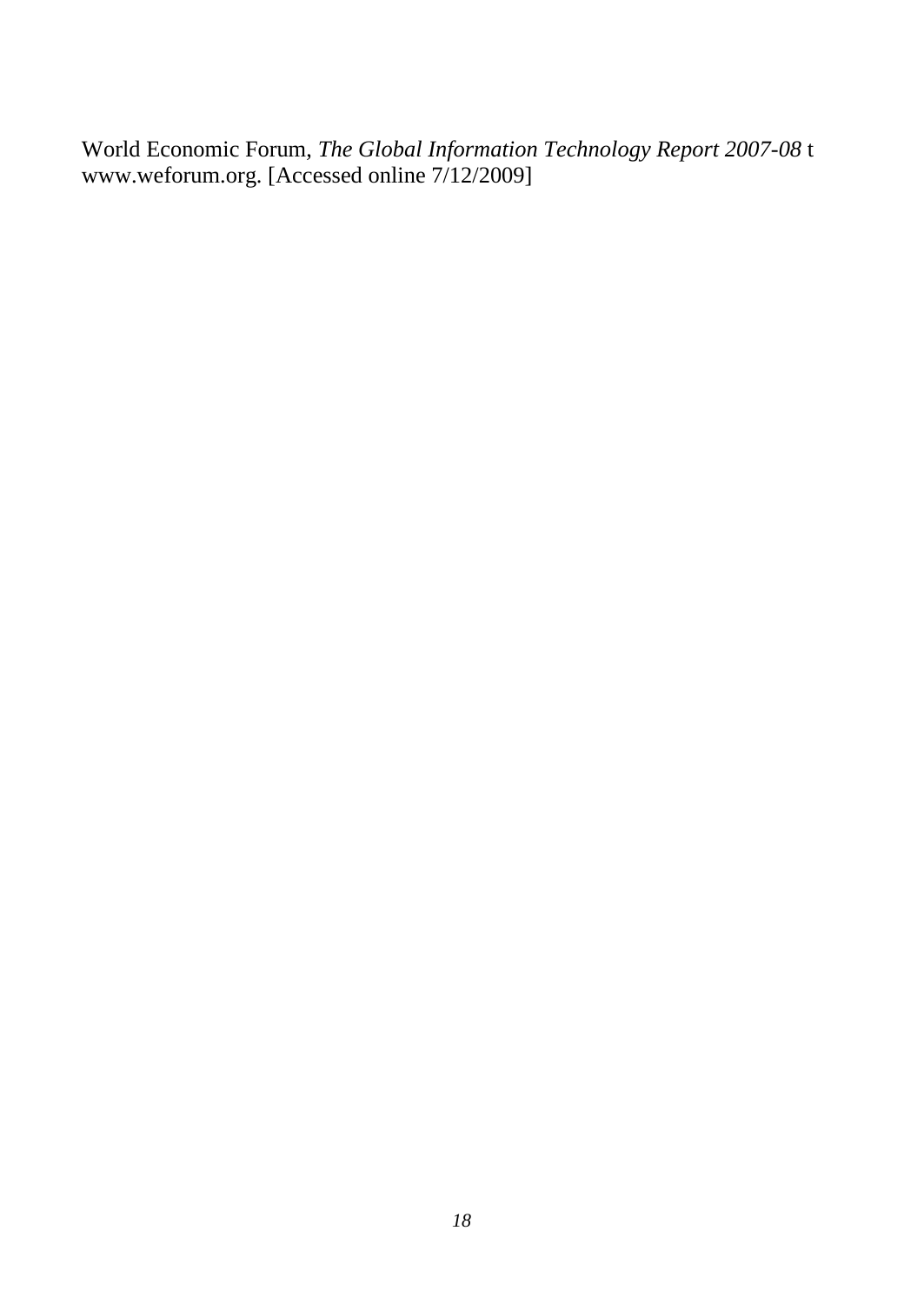World Economic Forum, *The Global Information Technology Report 2007-08* t www.weforum.org. [Accessed online 7/12/2009]